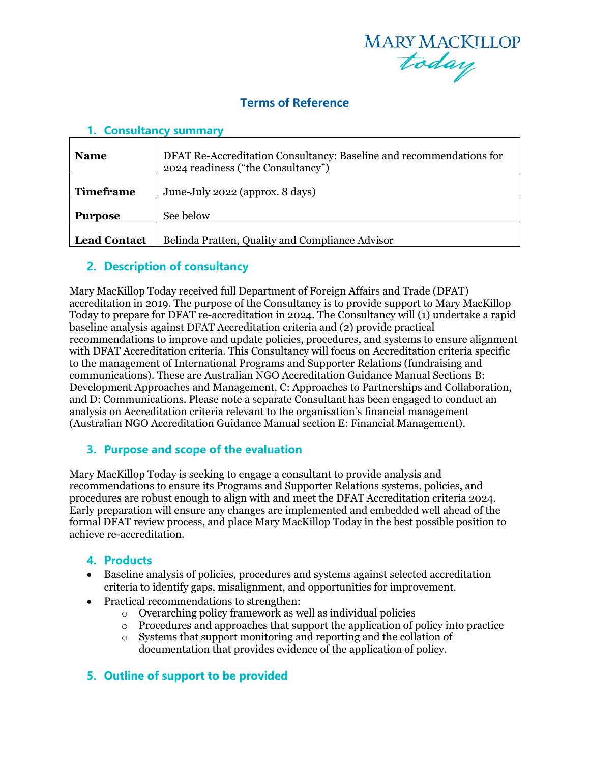# Terms of Reference

## 1. Consultancy summary

| **Name** | DFAT Re-Accreditation Consultancy: Baseline and recommendations for 2024 readiness ("the Consultancy") |
|---|---|
| **Timeframe** | June-July 2022 (approx. 8 days) |
| **Purpose** | See below |
| **Lead Contact** | Belinda Pratten, Quality and Compliance Advisor |

## 2. Description of consultancy

Mary MacKillop Today received full Department of Foreign Affairs and Trade (DFAT) accreditation in 2019. The purpose of the Consultancy is to provide support to Mary MacKillop Today to prepare for DFAT re-accreditation in 2024. The Consultancy will (1) undertake a rapid baseline analysis against DFAT Accreditation criteria and (2) provide practical recommendations to improve and update policies, procedures, and systems to ensure alignment with DFAT Accreditation criteria. This Consultancy will focus on Accreditation criteria specific to the management of International Programs and Supporter Relations (fundraising and communications). These are Australian NGO Accreditation Guidance Manual Sections B: Development Approaches and Management, C: Approaches to Partnerships and Collaboration, and D: Communications. Please note a separate Consultant has been engaged to conduct an analysis on Accreditation criteria relevant to the organisation's financial management (Australian NGO Accreditation Guidance Manual section E: Financial Management).

## 3. Purpose and scope of the evaluation

Mary MacKillop Today is seeking to engage a consultant to provide analysis and recommendations to ensure its Programs and Supporter Relations systems, policies, and procedures are robust enough to align with and meet the DFAT Accreditation criteria 2024. Early preparation will ensure any changes are implemented and embedded well ahead of the formal DFAT review process, and place Mary MacKillop Today in the best possible position to achieve re-accreditation.

## 4. Products

- Baseline analysis of policies, procedures and systems against selected accreditation criteria to identify gaps, misalignment, and opportunities for improvement.
- Practical recommendations to strengthen:
  - Overarching policy framework as well as individual policies
  - Procedures and approaches that support the application of policy into practice
  - Systems that support monitoring and reporting and the collation of documentation that provides evidence of the application of policy.

## 5. Outline of support to be provided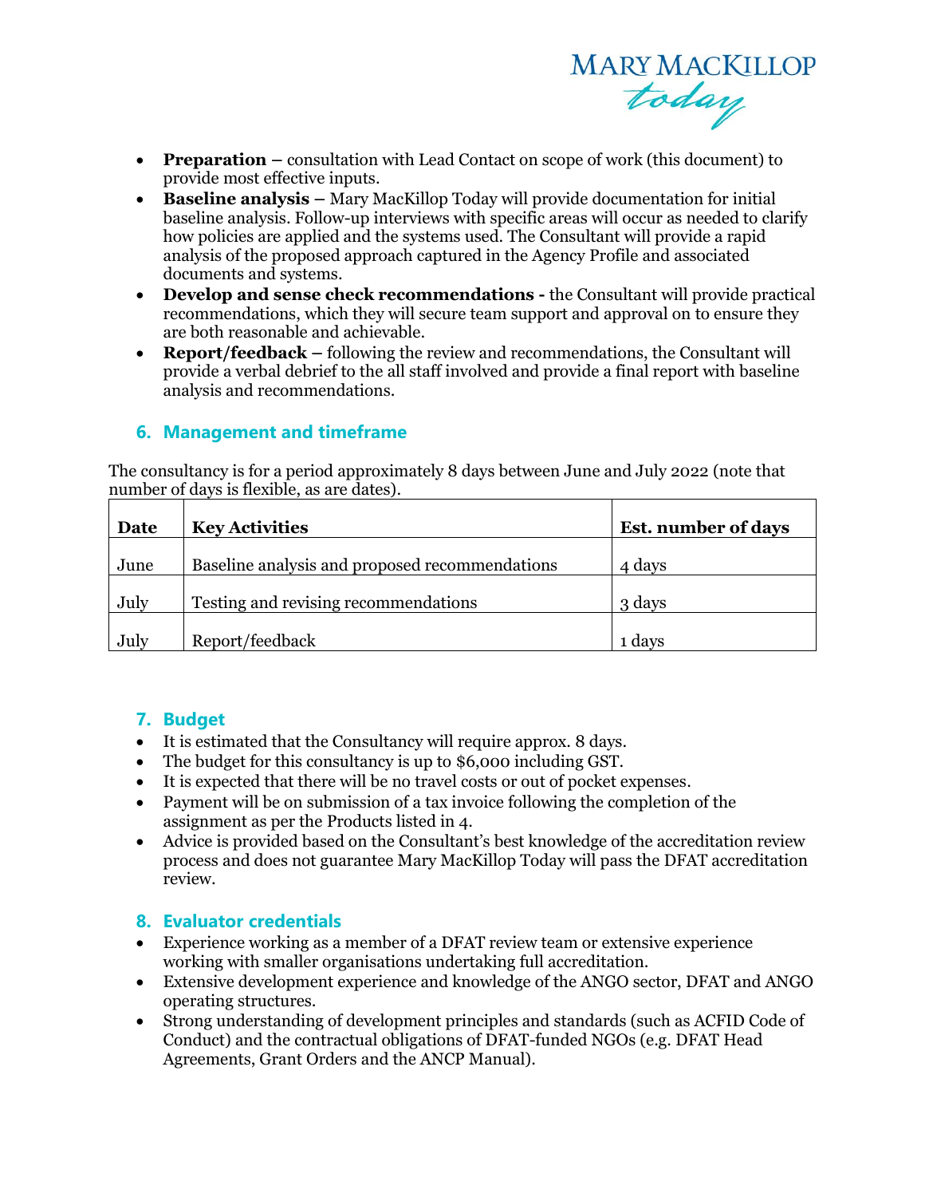- **Preparation –** consultation with Lead Contact on scope of work (this document) to provide most effective inputs.
- **Baseline analysis –** Mary MacKillop Today will provide documentation for initial baseline analysis. Follow-up interviews with specific areas will occur as needed to clarify how policies are applied and the systems used. The Consultant will provide a rapid analysis of the proposed approach captured in the Agency Profile and associated documents and systems.
- **Develop and sense check recommendations -** the Consultant will provide practical recommendations, which they will secure team support and approval on to ensure they are both reasonable and achievable.
- **Report/feedback –** following the review and recommendations, the Consultant will provide a verbal debrief to the all staff involved and provide a final report with baseline analysis and recommendations.

## 6. Management and timeframe

The consultancy is for a period approximately 8 days between June and July 2022 (note that number of days is flexible, as are dates).

| Date | Key Activities | Est. number of days |
|---|---|---|
| June | Baseline analysis and proposed recommendations | 4 days |
| July | Testing and revising recommendations | 3 days |
| July | Report/feedback | 1 days |

## 7. Budget

- It is estimated that the Consultancy will require approx. 8 days.
- The budget for this consultancy is up to $6,000 including GST.
- It is expected that there will be no travel costs or out of pocket expenses.
- Payment will be on submission of a tax invoice following the completion of the assignment as per the Products listed in 4.
- Advice is provided based on the Consultant's best knowledge of the accreditation review process and does not guarantee Mary MacKillop Today will pass the DFAT accreditation review.

## 8. Evaluator credentials

- Experience working as a member of a DFAT review team or extensive experience working with smaller organisations undertaking full accreditation.
- Extensive development experience and knowledge of the ANGO sector, DFAT and ANGO operating structures.
- Strong understanding of development principles and standards (such as ACFID Code of Conduct) and the contractual obligations of DFAT-funded NGOs (e.g. DFAT Head Agreements, Grant Orders and the ANCP Manual).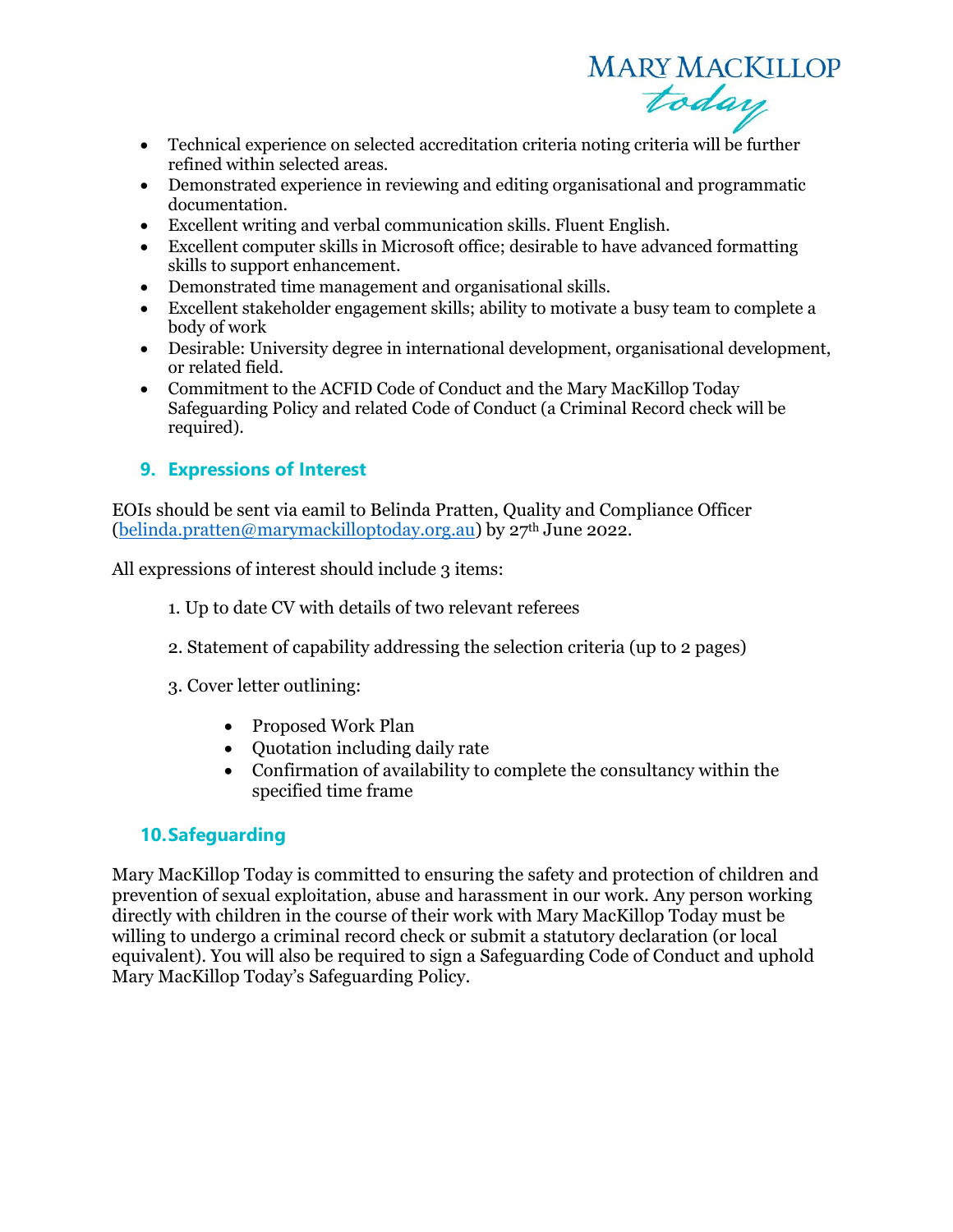- Technical experience on selected accreditation criteria noting criteria will be further refined within selected areas.
- Demonstrated experience in reviewing and editing organisational and programmatic documentation.
- Excellent writing and verbal communication skills. Fluent English.
- Excellent computer skills in Microsoft office; desirable to have advanced formatting skills to support enhancement.
- Demonstrated time management and organisational skills.
- Excellent stakeholder engagement skills; ability to motivate a busy team to complete a body of work
- Desirable: University degree in international development, organisational development, or related field.
- Commitment to the ACFID Code of Conduct and the Mary MacKillop Today Safeguarding Policy and related Code of Conduct (a Criminal Record check will be required).

## 9. Expressions of Interest

EOIs should be sent via eamil to Belinda Pratten, Quality and Compliance Officer (belinda.pratten@marymackilloptoday.org.au) by 27th June 2022.

All expressions of interest should include 3 items:

1. Up to date CV with details of two relevant referees

2. Statement of capability addressing the selection criteria (up to 2 pages)

3. Cover letter outlining:

   - Proposed Work Plan
   - Quotation including daily rate
   - Confirmation of availability to complete the consultancy within the specified time frame

## 10. Safeguarding

Mary MacKillop Today is committed to ensuring the safety and protection of children and prevention of sexual exploitation, abuse and harassment in our work. Any person working directly with children in the course of their work with Mary MacKillop Today must be willing to undergo a criminal record check or submit a statutory declaration (or local equivalent). You will also be required to sign a Safeguarding Code of Conduct and uphold Mary MacKillop Today's Safeguarding Policy.